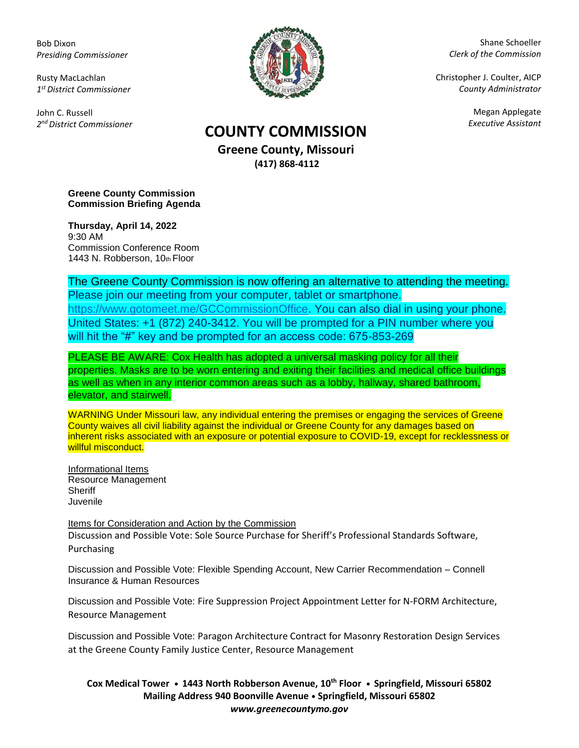Bob Dixon
*Presiding Commissioner*

Rusty MacLachlan
*1st District Commissioner*

John C. Russell
*2nd District Commissioner*

Shane Schoeller
*Clerk of the Commission*

Christopher J. Coulter, AICP
*County Administrator*

Megan Applegate
*Executive Assistant*

# COUNTY COMMISSION

**Greene County, Missouri**
**(417) 868-4112**

**Greene County Commission**
**Commission Briefing Agenda**

**Thursday, April 14, 2022**
9:30 AM
Commission Conference Room
1443 N. Robberson, 10th Floor

The Greene County Commission is now offering an alternative to attending the meeting. Please join our meeting from your computer, tablet or smartphone. https://www.gotomeet.me/GCCommissionOffice. You can also dial in using your phone. United States: +1 (872) 240-3412. You will be prompted for a PIN number where you will hit the "#" key and be prompted for an access code: 675-853-269

PLEASE BE AWARE: Cox Health has adopted a universal masking policy for all their properties. Masks are to be worn entering and exiting their facilities and medical office buildings as well as when in any interior common areas such as a lobby, hallway, shared bathroom, elevator, and stairwell.

WARNING Under Missouri law, any individual entering the premises or engaging the services of Greene County waives all civil liability against the individual or Greene County for any damages based on inherent risks associated with an exposure or potential exposure to COVID-19, except for recklessness or willful misconduct.

Informational Items
Resource Management
Sheriff
Juvenile

Items for Consideration and Action by the Commission
Discussion and Possible Vote: Sole Source Purchase for Sheriff's Professional Standards Software, Purchasing

Discussion and Possible Vote: Flexible Spending Account, New Carrier Recommendation – Connell Insurance & Human Resources

Discussion and Possible Vote: Fire Suppression Project Appointment Letter for N-FORM Architecture, Resource Management

Discussion and Possible Vote: Paragon Architecture Contract for Masonry Restoration Design Services at the Greene County Family Justice Center, Resource Management

**Cox Medical Tower • 1443 North Robberson Avenue, 10th Floor • Springfield, Missouri 65802**
**Mailing Address 940 Boonville Avenue • Springfield, Missouri 65802**
***www.greenecountymo.gov***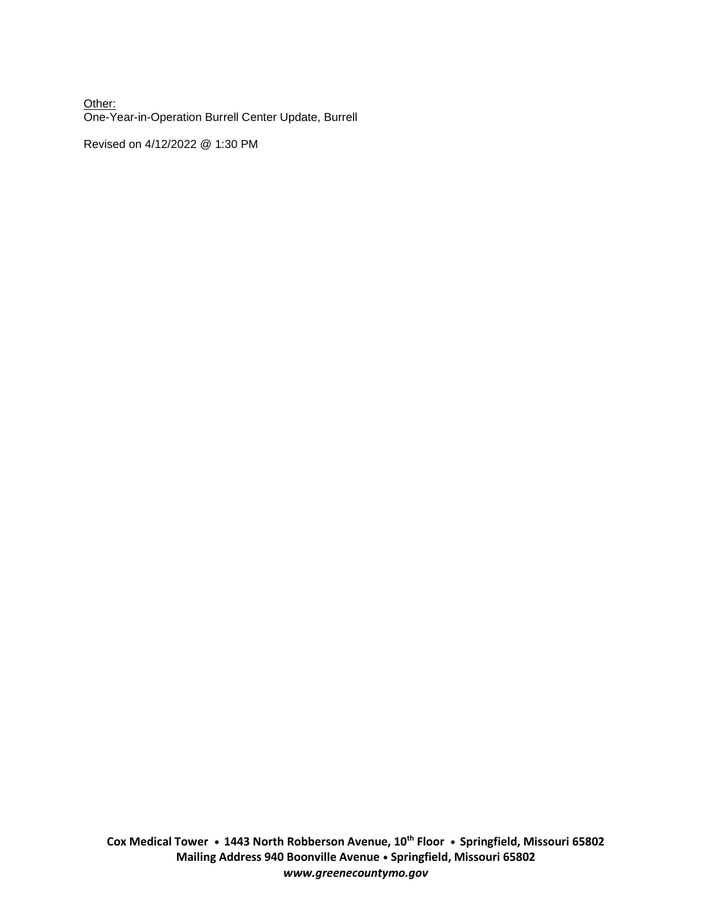<u>Other:</u>
One-Year-in-Operation Burrell Center Update, Burrell

Revised on 4/12/2022 @ 1:30 PM